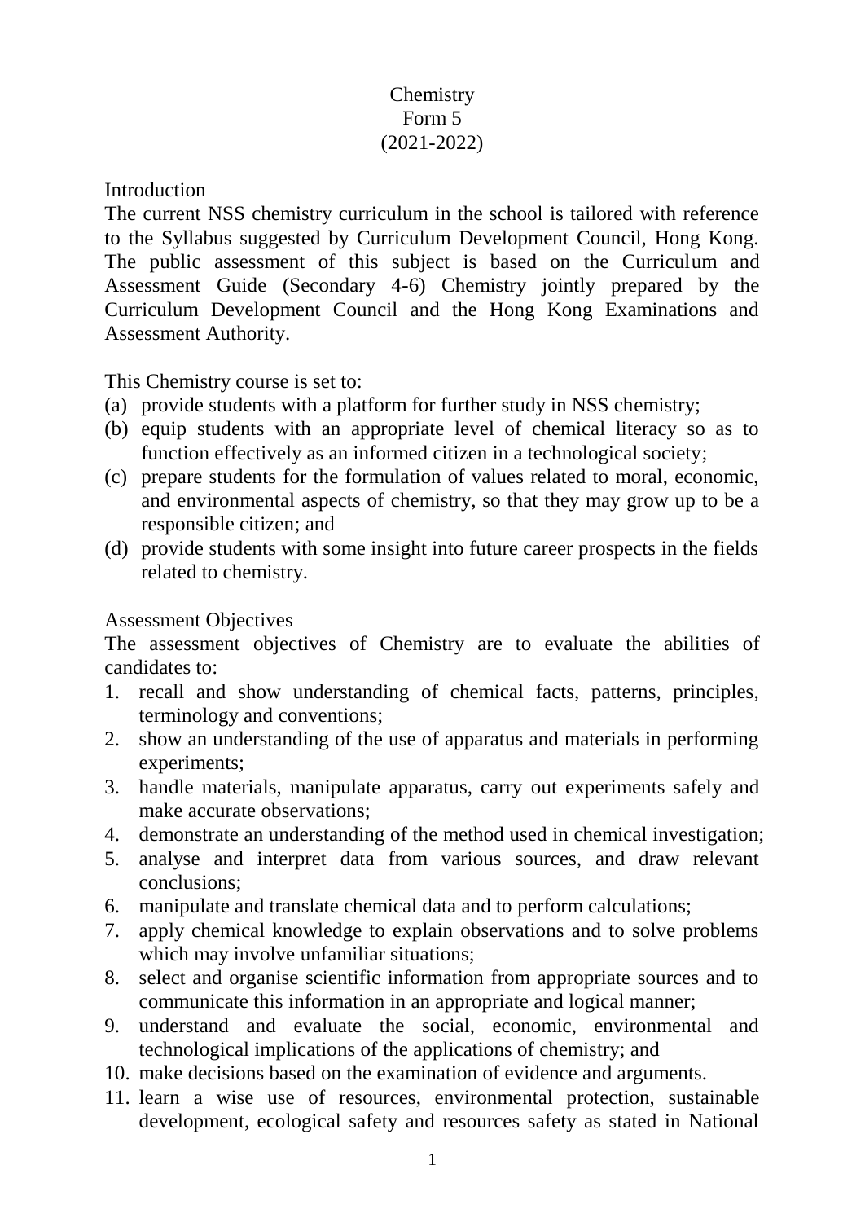# Chemistry
# Form 5
# (2021-2022)

## Introduction

The current NSS chemistry curriculum in the school is tailored with reference to the Syllabus suggested by Curriculum Development Council, Hong Kong. The public assessment of this subject is based on the Curriculum and Assessment Guide (Secondary 4-6) Chemistry jointly prepared by the Curriculum Development Council and the Hong Kong Examinations and Assessment Authority.

This Chemistry course is set to:

(a) provide students with a platform for further study in NSS chemistry;
(b) equip students with an appropriate level of chemical literacy so as to function effectively as an informed citizen in a technological society;
(c) prepare students for the formulation of values related to moral, economic, and environmental aspects of chemistry, so that they may grow up to be a responsible citizen; and
(d) provide students with some insight into future career prospects in the fields related to chemistry.

## Assessment Objectives

The assessment objectives of Chemistry are to evaluate the abilities of candidates to:

1. recall and show understanding of chemical facts, patterns, principles, terminology and conventions;
2. show an understanding of the use of apparatus and materials in performing experiments;
3. handle materials, manipulate apparatus, carry out experiments safely and make accurate observations;
4. demonstrate an understanding of the method used in chemical investigation;
5. analyse and interpret data from various sources, and draw relevant conclusions;
6. manipulate and translate chemical data and to perform calculations;
7. apply chemical knowledge to explain observations and to solve problems which may involve unfamiliar situations;
8. select and organise scientific information from appropriate sources and to communicate this information in an appropriate and logical manner;
9. understand and evaluate the social, economic, environmental and technological implications of the applications of chemistry; and
10. make decisions based on the examination of evidence and arguments.
11. learn a wise use of resources, environmental protection, sustainable development, ecological safety and resources safety as stated in National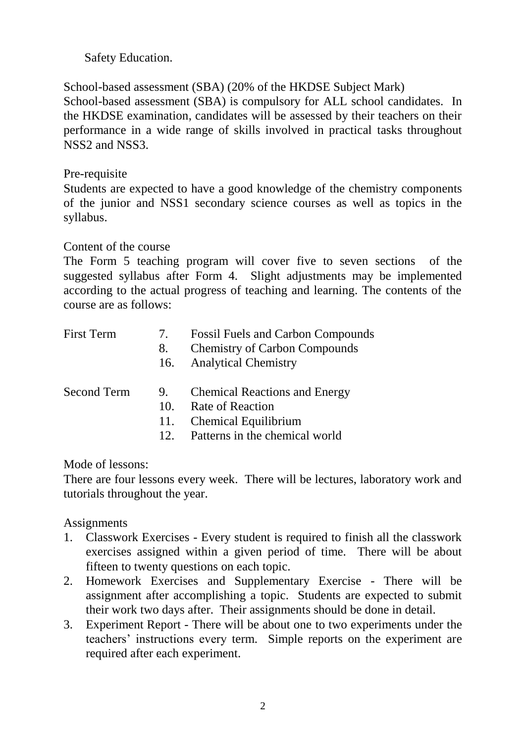Safety Education.

School-based assessment (SBA) (20% of the HKDSE Subject Mark)

School-based assessment (SBA) is compulsory for ALL school candidates. In the HKDSE examination, candidates will be assessed by their teachers on their performance in a wide range of skills involved in practical tasks throughout NSS2 and NSS3.

Pre-requisite

Students are expected to have a good knowledge of the chemistry components of the junior and NSS1 secondary science courses as well as topics in the syllabus.

Content of the course

The Form 5 teaching program will cover five to seven sections of the suggested syllabus after Form 4. Slight adjustments may be implemented according to the actual progress of teaching and learning. The contents of the course are as follows:

| | | |
|---|---|---|
| First Term | 7. | Fossil Fuels and Carbon Compounds |
| | 8. | Chemistry of Carbon Compounds |
| | 16. | Analytical Chemistry |
| Second Term | 9. | Chemical Reactions and Energy |
| | 10. | Rate of Reaction |
| | 11. | Chemical Equilibrium |
| | 12. | Patterns in the chemical world |

Mode of lessons:

There are four lessons every week. There will be lectures, laboratory work and tutorials throughout the year.

Assignments

1. Classwork Exercises - Every student is required to finish all the classwork exercises assigned within a given period of time. There will be about fifteen to twenty questions on each topic.
2. Homework Exercises and Supplementary Exercise - There will be assignment after accomplishing a topic. Students are expected to submit their work two days after. Their assignments should be done in detail.
3. Experiment Report - There will be about one to two experiments under the teachers' instructions every term. Simple reports on the experiment are required after each experiment.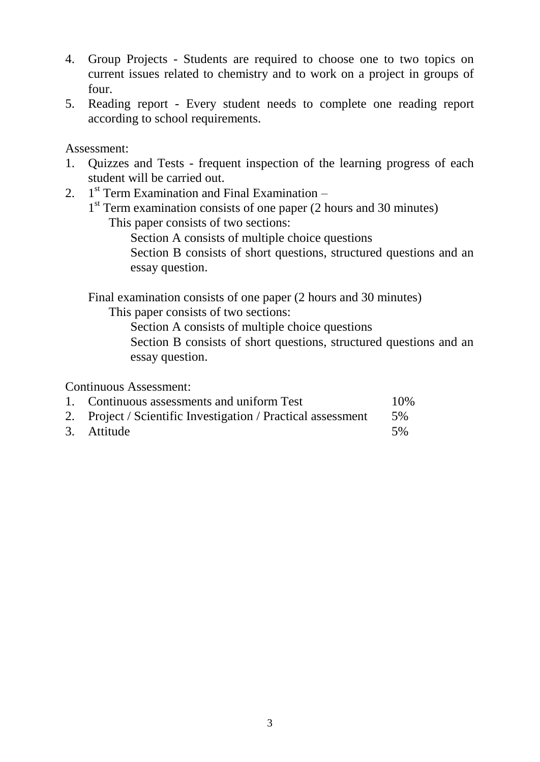4. Group Projects - Students are required to choose one to two topics on current issues related to chemistry and to work on a project in groups of four.
5. Reading report - Every student needs to complete one reading report according to school requirements.

Assessment:

1. Quizzes and Tests - frequent inspection of the learning progress of each student will be carried out.
2. 1st Term Examination and Final Examination –

   1st Term examination consists of one paper (2 hours and 30 minutes)

   This paper consists of two sections:

   Section A consists of multiple choice questions

   Section B consists of short questions, structured questions and an essay question.

   Final examination consists of one paper (2 hours and 30 minutes)

   This paper consists of two sections:

   Section A consists of multiple choice questions

   Section B consists of short questions, structured questions and an essay question.

Continuous Assessment:

| | | |
|---|---|---|
| 1. | Continuous assessments and uniform Test | 10% |
| 2. | Project / Scientific Investigation / Practical assessment | 5% |
| 3. | Attitude | 5% |